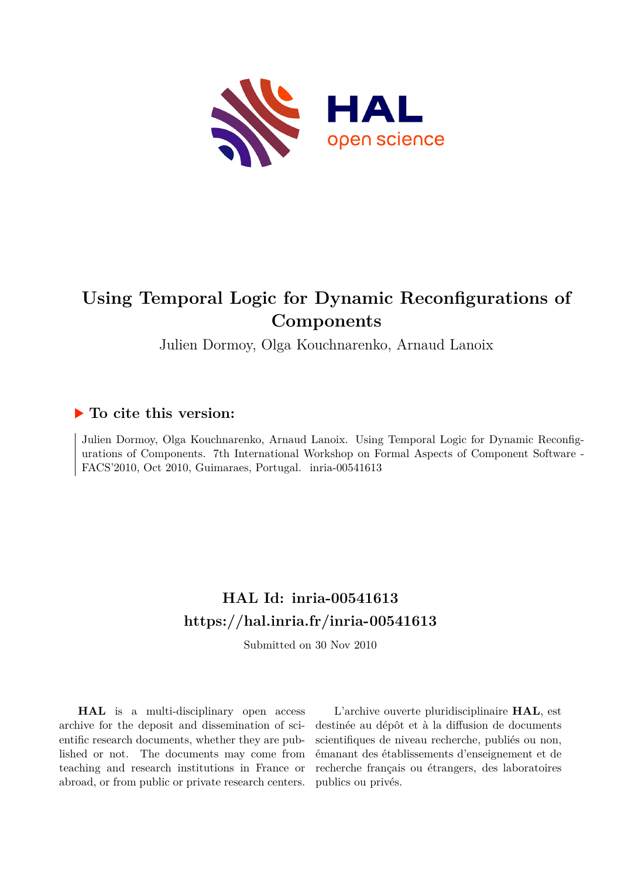# Using Temporal Logic for Dynamic Reconfigurations of Components

Julien Dormoy, Olga Kouchnarenko, Arnaud Lanoix

## ▶ To cite this version:

Julien Dormoy, Olga Kouchnarenko, Arnaud Lanoix. Using Temporal Logic for Dynamic Reconfigurations of Components. 7th International Workshop on Formal Aspects of Component Software - FACS'2010, Oct 2010, Guimaraes, Portugal. inria-00541613

## HAL Id: inria-00541613

## https://hal.inria.fr/inria-00541613

Submitted on 30 Nov 2010

**HAL** is a multi-disciplinary open access archive for the deposit and dissemination of scientific research documents, whether they are published or not. The documents may come from teaching and research institutions in France or abroad, or from public or private research centers.

L'archive ouverte pluridisciplinaire **HAL**, est destinée au dépôt et à la diffusion de documents scientifiques de niveau recherche, publiés ou non, émanant des établissements d'enseignement et de recherche français ou étrangers, des laboratoires publics ou privés.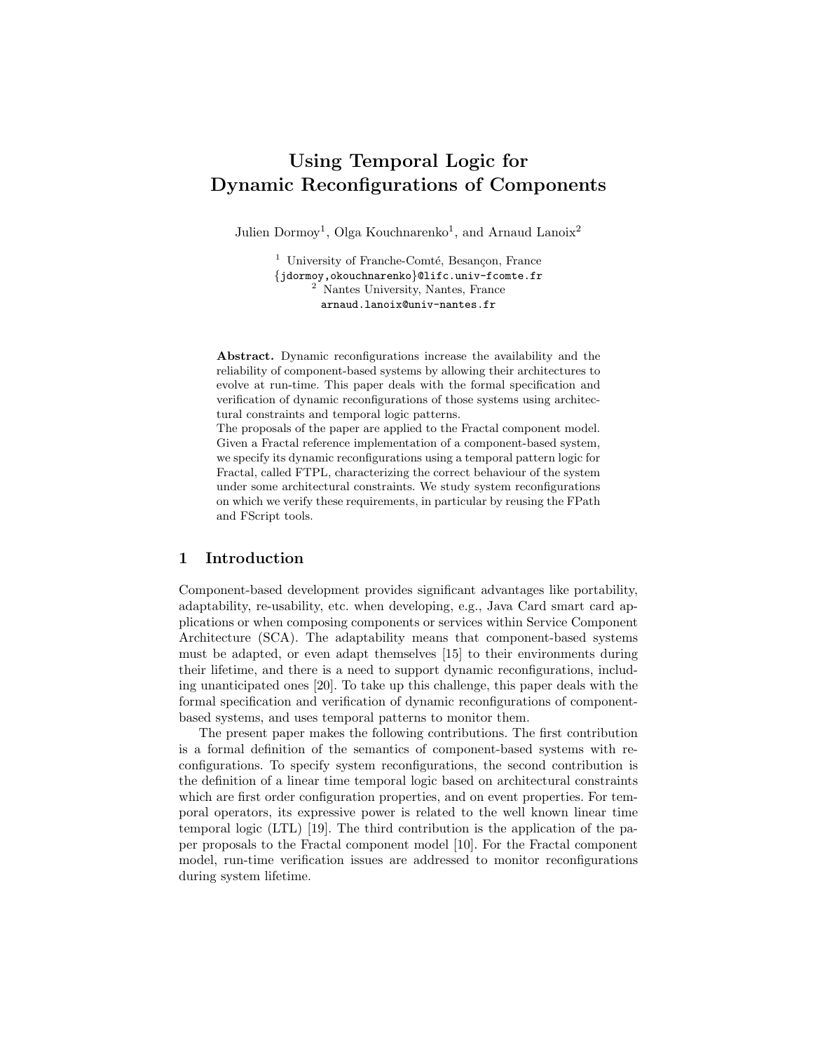# Using Temporal Logic for Dynamic Reconfigurations of Components

Julien Dormoy[1], Olga Kouchnarenko[1], and Arnaud Lanoix[2]

[1] University of Franche-Comté, Besançon, France
{jdormoy,okouchnarenko}@lifc.univ-fcomte.fr
[2] Nantes University, Nantes, France
arnaud.lanoix@univ-nantes.fr

**Abstract.** Dynamic reconfigurations increase the availability and the reliability of component-based systems by allowing their architectures to evolve at run-time. This paper deals with the formal specification and verification of dynamic reconfigurations of those systems using architectural constraints and temporal logic patterns.
The proposals of the paper are applied to the Fractal component model. Given a Fractal reference implementation of a component-based system, we specify its dynamic reconfigurations using a temporal pattern logic for Fractal, called FTPL, characterizing the correct behaviour of the system under some architectural constraints. We study system reconfigurations on which we verify these requirements, in particular by reusing the FPath and FScript tools.

## 1 Introduction

Component-based development provides significant advantages like portability, adaptability, re-usability, etc. when developing, e.g., Java Card smart card applications or when composing components or services within Service Component Architecture (SCA). The adaptability means that component-based systems must be adapted, or even adapt themselves [15] to their environments during their lifetime, and there is a need to support dynamic reconfigurations, including unanticipated ones [20]. To take up this challenge, this paper deals with the formal specification and verification of dynamic reconfigurations of component-based systems, and uses temporal patterns to monitor them.

The present paper makes the following contributions. The first contribution is a formal definition of the semantics of component-based systems with reconfigurations. To specify system reconfigurations, the second contribution is the definition of a linear time temporal logic based on architectural constraints which are first order configuration properties, and on event properties. For temporal operators, its expressive power is related to the well known linear time temporal logic (LTL) [19]. The third contribution is the application of the paper proposals to the Fractal component model [10]. For the Fractal component model, run-time verification issues are addressed to monitor reconfigurations during system lifetime.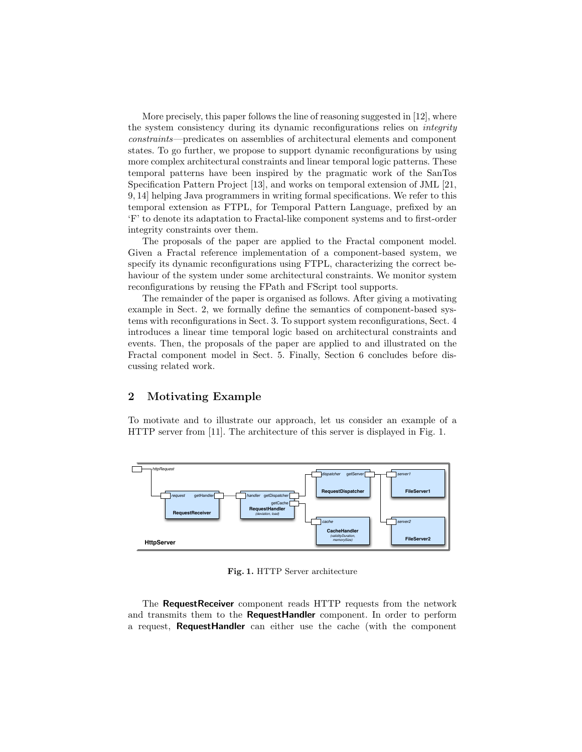More precisely, this paper follows the line of reasoning suggested in [12], where the system consistency during its dynamic reconfigurations relies on *integrity constraints*—predicates on assemblies of architectural elements and component states. To go further, we propose to support dynamic reconfigurations by using more complex architectural constraints and linear temporal logic patterns. These temporal patterns have been inspired by the pragmatic work of the SanTos Specification Pattern Project [13], and works on temporal extension of JML [21, 9, 14] helping Java programmers in writing formal specifications. We refer to this temporal extension as FTPL, for Temporal Pattern Language, prefixed by an 'F' to denote its adaptation to Fractal-like component systems and to first-order integrity constraints over them.

The proposals of the paper are applied to the Fractal component model. Given a Fractal reference implementation of a component-based system, we specify its dynamic reconfigurations using FTPL, characterizing the correct behaviour of the system under some architectural constraints. We monitor system reconfigurations by reusing the FPath and FScript tool supports.

The remainder of the paper is organised as follows. After giving a motivating example in Sect. 2, we formally define the semantics of component-based systems with reconfigurations in Sect. 3. To support system reconfigurations, Sect. 4 introduces a linear time temporal logic based on architectural constraints and events. Then, the proposals of the paper are applied to and illustrated on the Fractal component model in Sect. 5. Finally, Section 6 concludes before discussing related work.

## 2 Motivating Example

To motivate and to illustrate our approach, let us consider an example of a HTTP server from [11]. The architecture of this server is displayed in Fig. 1.

**Fig. 1.** HTTP Server architecture

The **RequestReceiver** component reads HTTP requests from the network and transmits them to the **RequestHandler** component. In order to perform a request, **RequestHandler** can either use the cache (with the component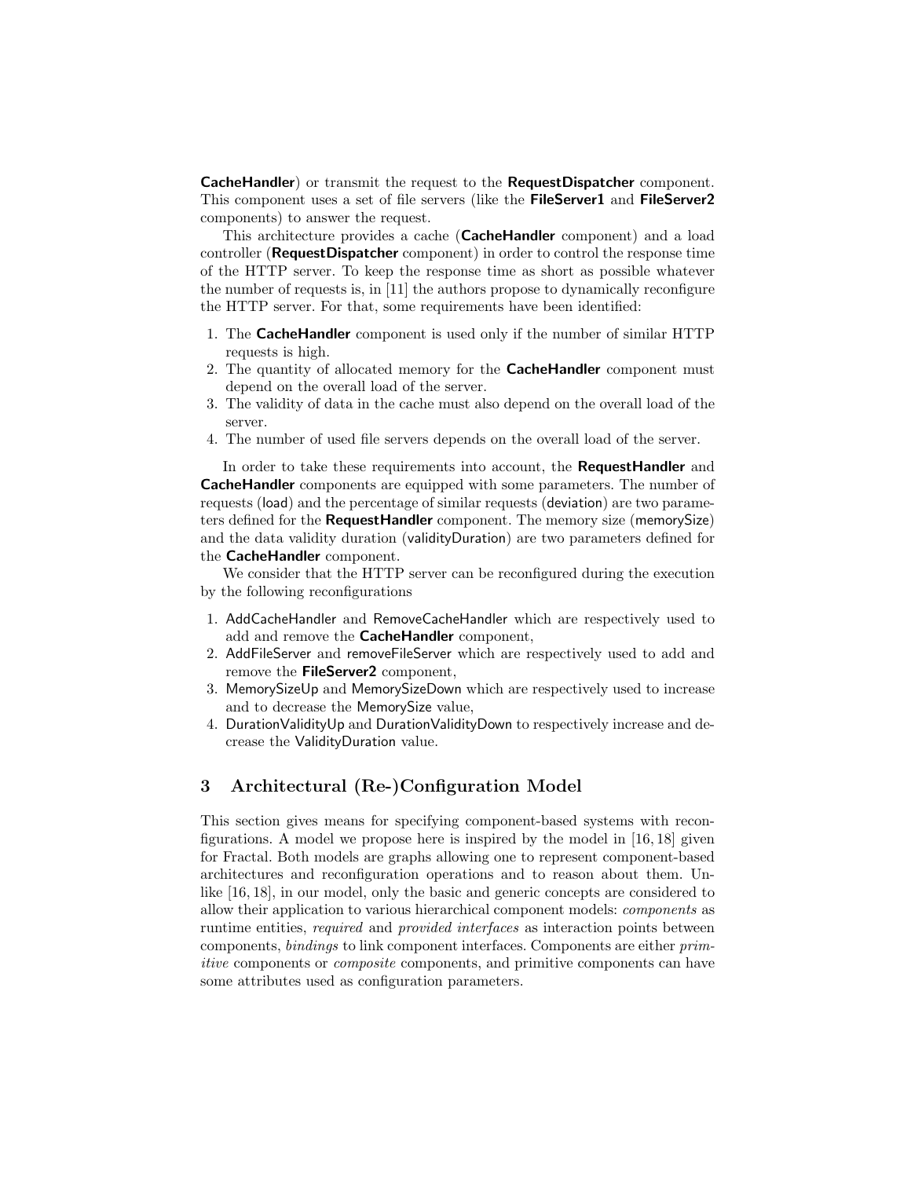**CacheHandler**) or transmit the request to the **RequestDispatcher** component. This component uses a set of file servers (like the **FileServer1** and **FileServer2** components) to answer the request.

This architecture provides a cache (**CacheHandler** component) and a load controller (**RequestDispatcher** component) in order to control the response time of the HTTP server. To keep the response time as short as possible whatever the number of requests is, in [11] the authors propose to dynamically reconfigure the HTTP server. For that, some requirements have been identified:

1. The **CacheHandler** component is used only if the number of similar HTTP requests is high.
2. The quantity of allocated memory for the **CacheHandler** component must depend on the overall load of the server.
3. The validity of data in the cache must also depend on the overall load of the server.
4. The number of used file servers depends on the overall load of the server.

In order to take these requirements into account, the **RequestHandler** and **CacheHandler** components are equipped with some parameters. The number of requests (load) and the percentage of similar requests (deviation) are two parameters defined for the **RequestHandler** component. The memory size (memorySize) and the data validity duration (validityDuration) are two parameters defined for the **CacheHandler** component.

We consider that the HTTP server can be reconfigured during the execution by the following reconfigurations

1. AddCacheHandler and RemoveCacheHandler which are respectively used to add and remove the **CacheHandler** component,
2. AddFileServer and removeFileServer which are respectively used to add and remove the **FileServer2** component,
3. MemorySizeUp and MemorySizeDown which are respectively used to increase and to decrease the MemorySize value,
4. DurationValidityUp and DurationValidityDown to respectively increase and decrease the ValidityDuration value.

## 3 Architectural (Re-)Configuration Model

This section gives means for specifying component-based systems with reconfigurations. A model we propose here is inspired by the model in [16, 18] given for Fractal. Both models are graphs allowing one to represent component-based architectures and reconfiguration operations and to reason about them. Unlike [16, 18], in our model, only the basic and generic concepts are considered to allow their application to various hierarchical component models: *components* as runtime entities, *required* and *provided interfaces* as interaction points between components, *bindings* to link component interfaces. Components are either *primitive* components or *composite* components, and primitive components can have some attributes used as configuration parameters.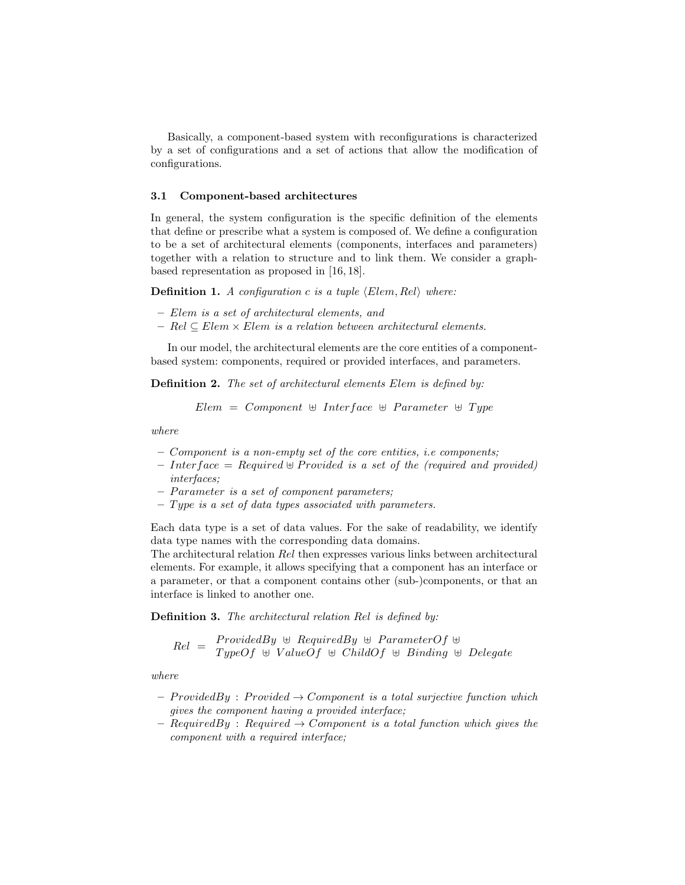Basically, a component-based system with reconfigurations is characterized by a set of configurations and a set of actions that allow the modification of configurations.

### 3.1 Component-based architectures

In general, the system configuration is the specific definition of the elements that define or prescribe what a system is composed of. We define a configuration to be a set of architectural elements (components, interfaces and parameters) together with a relation to structure and to link them. We consider a graph-based representation as proposed in [16, 18].

**Definition 1.** *A configuration $c$ is a tuple $\langle Elem, Rel \rangle$ where:*

- *$Elem$ is a set of architectural elements, and*
- *$Rel \subseteq Elem \times Elem$ is a relation between architectural elements.*

In our model, the architectural elements are the core entities of a component-based system: components, required or provided interfaces, and parameters.

**Definition 2.** *The set of architectural elements $Elem$ is defined by:*

$$Elem \ = \ Component \ \uplus \ Interface \ \uplus \ Parameter \ \uplus \ Type$$

*where*

- *$Component$ is a non-empty set of the core entities, i.e components;*
- *$Interface = Required \uplus Provided$ is a set of the (required and provided) interfaces;*
- *$Parameter$ is a set of component parameters;*
- *$Type$ is a set of data types associated with parameters.*

Each data type is a set of data values. For the sake of readability, we identify data type names with the corresponding data domains.
The architectural relation $Rel$ then expresses various links between architectural elements. For example, it allows specifying that a component has an interface or a parameter, or that a component contains other (sub-)components, or that an interface is linked to another one.

**Definition 3.** *The architectural relation $Rel$ is defined by:*

$$Rel \ = \ \begin{array}{l} ProvidedBy \ \uplus \ RequiredBy \ \uplus \ ParameterOf \ \uplus \\ TypeOf \ \uplus \ ValueOf \ \uplus \ ChildOf \ \uplus \ Binding \ \uplus \ Delegate \end{array}$$

*where*

- *$ProvidedBy : Provided \rightarrow Component$ is a total surjective function which gives the component having a provided interface;*
- *$RequiredBy : Required \rightarrow Component$ is a total function which gives the component with a required interface;*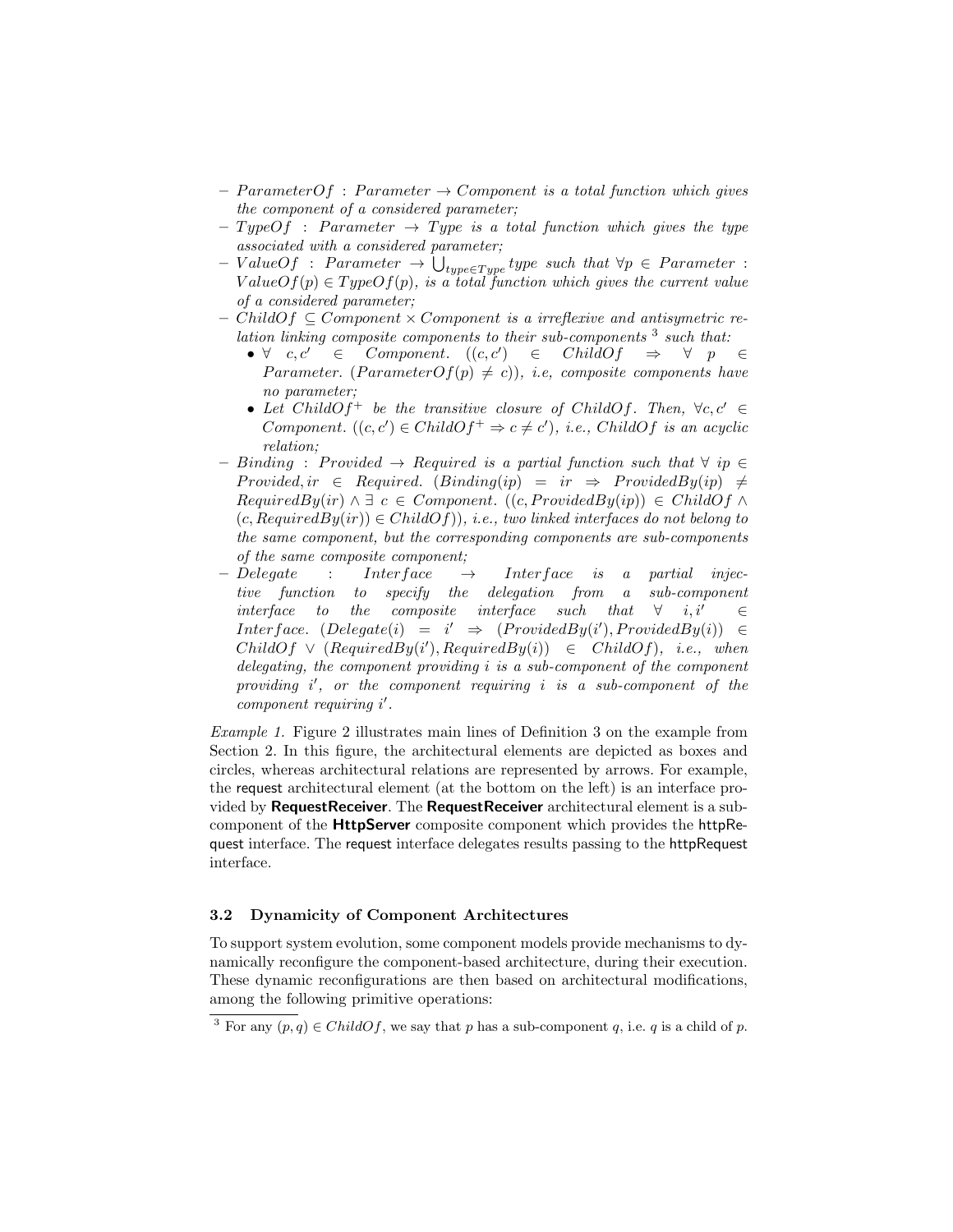- $ParameterOf : Parameter \rightarrow Component$ *is a total function which gives the component of a considered parameter;*
- $TypeOf : Parameter \rightarrow Type$ *is a total function which gives the type associated with a considered parameter;*
- $ValueOf : Parameter \rightarrow \bigcup_{type \in Type} type$ *such that* $\forall p \in Parameter : ValueOf(p) \in TypeOf(p)$*, is a total function which gives the current value of a considered parameter;*
- $ChildOf \subseteq Component \times Component$ *is a irreflexive and antisymetric relation linking composite components to their sub-components* [3] *such that:*
  - $\forall\ c, c' \in Component.\ ((c, c') \in ChildOf \Rightarrow \forall\ p \in Parameter.\ (ParameterOf(p) \neq c))$*, i.e, composite components have no parameter;*
  - *Let* $ChildOf^+$ *be the transitive closure of* $ChildOf$*. Then,* $\forall c, c' \in Component.\ ((c, c') \in ChildOf^+ \Rightarrow c \neq c')$*, i.e.,* $ChildOf$ *is an acyclic relation;*
- $Binding : Provided \rightarrow Required$ *is a partial function such that* $\forall\ ip \in Provided, ir \in Required.\ (Binding(ip) = ir \Rightarrow ProvidedBy(ip) \neq RequiredBy(ir) \wedge \exists\ c \in Component.\ ((c, ProvidedBy(ip)) \in ChildOf \wedge (c, RequiredBy(ir)) \in ChildOf))$*, i.e., two linked interfaces do not belong to the same component, but the corresponding components are sub-components of the same composite component;*
- $Delegate : Interface \rightarrow Interface$ *is a partial injective function to specify the delegation from a sub-component interface to the composite interface such that* $\forall\ i, i' \in Interface.\ (Delegate(i) = i' \Rightarrow (ProvidedBy(i'), ProvidedBy(i)) \in ChildOf \vee (RequiredBy(i'), RequiredBy(i)) \in ChildOf)$*, i.e., when delegating, the component providing* $i$ *is a sub-component of the component providing* $i'$*, or the component requiring* $i$ *is a sub-component of the component requiring* $i'$*.*

*Example 1.* Figure 2 illustrates main lines of Definition 3 on the example from Section 2. In this figure, the architectural elements are depicted as boxes and circles, whereas architectural relations are represented by arrows. For example, the request architectural element (at the bottom on the left) is an interface provided by **RequestReceiver**. The **RequestReceiver** architectural element is a sub-component of the **HttpServer** composite component which provides the httpRequest interface. The request interface delegates results passing to the httpRequest interface.

### 3.2 Dynamicity of Component Architectures

To support system evolution, some component models provide mechanisms to dynamically reconfigure the component-based architecture, during their execution. These dynamic reconfigurations are then based on architectural modifications, among the following primitive operations:

[3] For any $(p, q) \in ChildOf$, we say that $p$ has a sub-component $q$, i.e. $q$ is a child of $p$.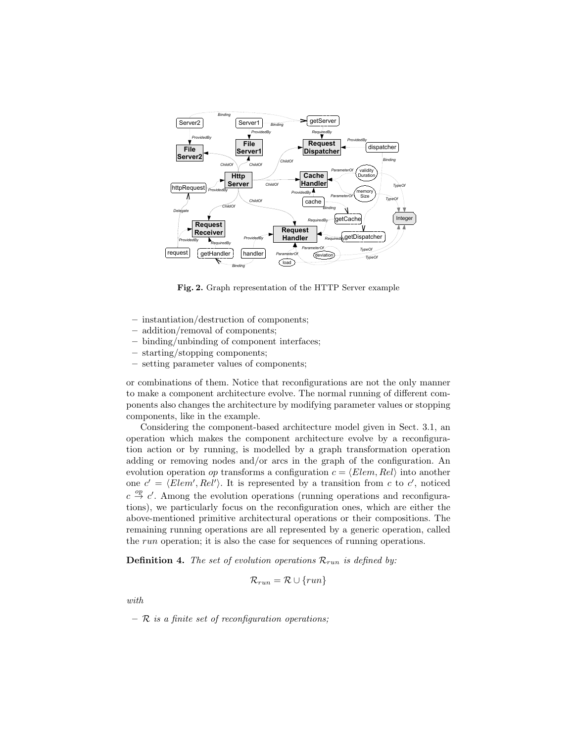**Fig. 2.** Graph representation of the HTTP Server example

- instantiation/destruction of components;
- addition/removal of components;
- binding/unbinding of component interfaces;
- starting/stopping components;
- setting parameter values of components;

or combinations of them. Notice that reconfigurations are not the only manner to make a component architecture evolve. The normal running of different components also changes the architecture by modifying parameter values or stopping components, like in the example.

Considering the component-based architecture model given in Sect. 3.1, an operation which makes the component architecture evolve by a reconfiguration action or by running, is modelled by a graph transformation operation adding or removing nodes and/or arcs in the graph of the configuration. An evolution operation $op$ transforms a configuration $c = \langle Elem, Rel \rangle$ into another one $c' = \langle Elem', Rel' \rangle$. It is represented by a transition from $c$ to $c'$, noticed $c \overset{op}{\rightarrow} c'$. Among the evolution operations (running operations and reconfigurations), we particularly focus on the reconfiguration ones, which are either the above-mentioned primitive architectural operations or their compositions. The remaining running operations are all represented by a generic operation, called the *run* operation; it is also the case for sequences of running operations.

**Definition 4.** *The set of evolution operations $\mathcal{R}_{run}$ is defined by:*

$$\mathcal{R}_{run} = \mathcal{R} \cup \{run\}$$

*with*

- *$\mathcal{R}$ is a finite set of reconfiguration operations;*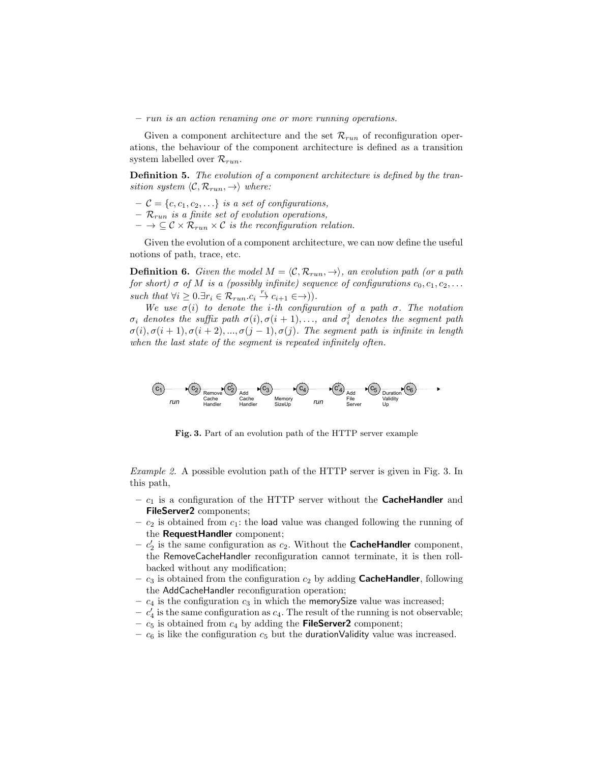– *run is an action renaming one or more running operations.*

Given a component architecture and the set $\mathcal{R}_{run}$ of reconfiguration operations, the behaviour of the component architecture is defined as a transition system labelled over $\mathcal{R}_{run}$.

**Definition 5.** *The evolution of a component architecture is defined by the transition system* $\langle \mathcal{C}, \mathcal{R}_{run}, \rightarrow \rangle$ *where:*

- $\mathcal{C} = \{c, c_1, c_2, \ldots\}$ *is a set of configurations,*
- $\mathcal{R}_{run}$ *is a finite set of evolution operations,*
- $\rightarrow \subseteq \mathcal{C} \times \mathcal{R}_{run} \times \mathcal{C}$ *is the reconfiguration relation.*

Given the evolution of a component architecture, we can now define the useful notions of path, trace, etc.

**Definition 6.** *Given the model* $M = \langle \mathcal{C}, \mathcal{R}_{run}, \rightarrow \rangle$*, an evolution path (or a path for short)* $\sigma$ *of* $M$ *is a (possibly infinite) sequence of configurations* $c_0, c_1, c_2, \ldots$ *such that* $\forall i \geq 0. \exists r_i \in \mathcal{R}_{run}. c_i \xrightarrow{r_i} c_{i+1} \in \rightarrow)$*).*

*We use* $\sigma(i)$ *to denote the i-th configuration of a path* $\sigma$*. The notation* $\sigma_i$ *denotes the suffix path* $\sigma(i), \sigma(i+1), \ldots$*, and* $\sigma_i^j$ *denotes the segment path* $\sigma(i), \sigma(i+1), \sigma(i+2), ..., \sigma(j-1), \sigma(j)$*. The segment path is infinite in length when the last state of the segment is repeated infinitely often.*

$c_1 \xrightarrow{run} c_2 \xrightarrow{\text{Remove Cache Handler}} c_2' \xrightarrow{\text{Add Cache Handler}} c_3 \xrightarrow{\text{Memory SizeUp}} c_4 \xrightarrow{run} c_4' \xrightarrow{\text{Add File Server}} c_5 \xrightarrow{\text{Duration Validity Up}} c_6 \cdots\rightarrow$

**Fig. 3.** Part of an evolution path of the HTTP server example

*Example 2.* A possible evolution path of the HTTP server is given in Fig. 3. In this path,

- $c_1$ is a configuration of the HTTP server without the **CacheHandler** and **FileServer2** components;
- $c_2$ is obtained from $c_1$: the load value was changed following the running of the **RequestHandler** component;
- $c_2'$ is the same configuration as $c_2$. Without the **CacheHandler** component, the RemoveCacheHandler reconfiguration cannot terminate, it is then rollbacked without any modification;
- $c_3$ is obtained from the configuration $c_2$ by adding **CacheHandler**, following the AddCacheHandler reconfiguration operation;
- $c_4$ is the configuration $c_3$ in which the memorySize value was increased;
- $c_4'$ is the same configuration as $c_4$. The result of the running is not observable;
- $c_5$ is obtained from $c_4$ by adding the **FileServer2** component;
- $c_6$ is like the configuration $c_5$ but the durationValidity value was increased.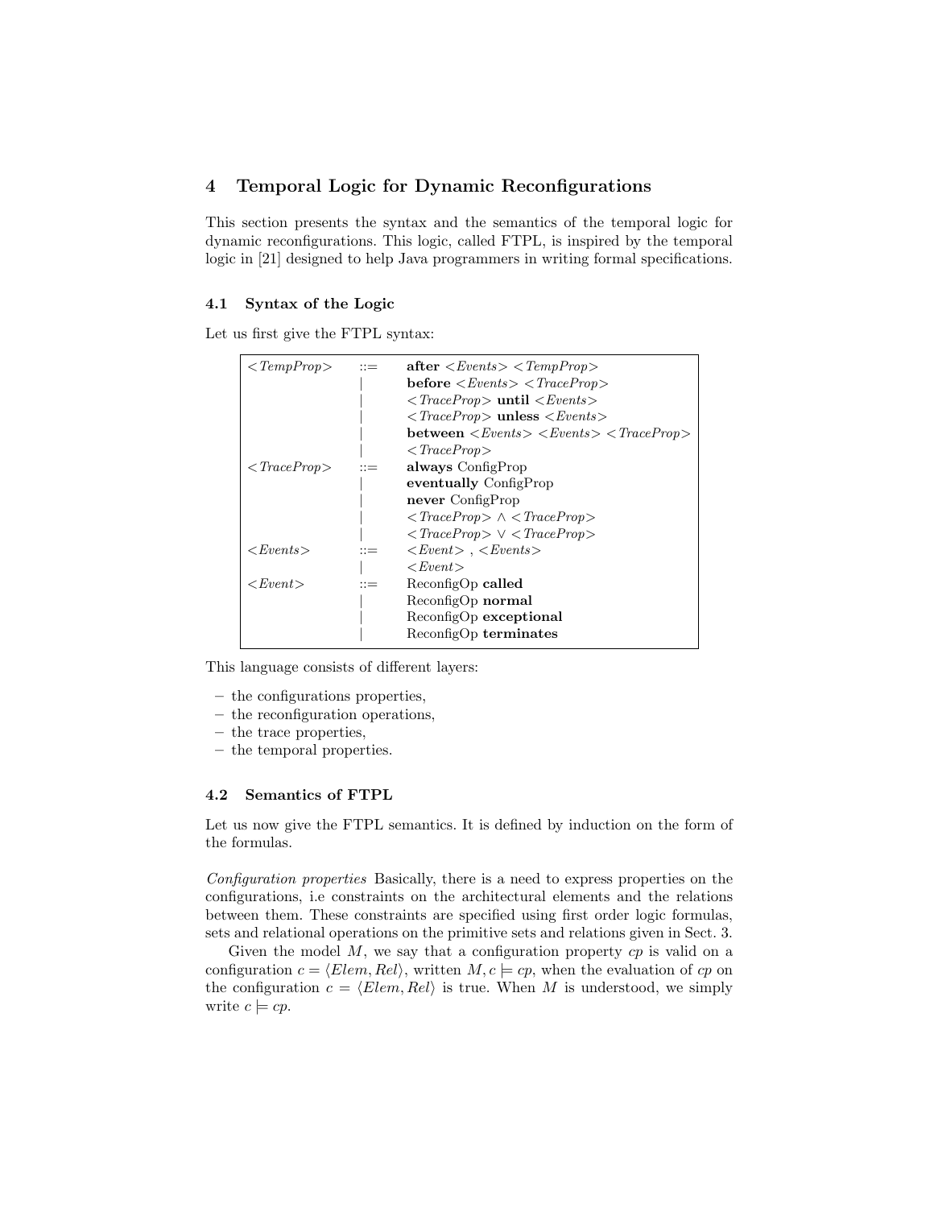## 4 Temporal Logic for Dynamic Reconfigurations

This section presents the syntax and the semantics of the temporal logic for dynamic reconfigurations. This logic, called FTPL, is inspired by the temporal logic in [21] designed to help Java programmers in writing formal specifications.

### 4.1 Syntax of the Logic

Let us first give the FTPL syntax:

| | | |
|---|---|---|
| *<TempProp>* | ::= | **after** *<Events>* *<TempProp>* |
| | \| | **before** *<Events>* *<TraceProp>* |
| | \| | *<TraceProp>* **until** *<Events>* |
| | \| | *<TraceProp>* **unless** *<Events>* |
| | \| | **between** *<Events>* *<Events>* *<TraceProp>* |
| | \| | *<TraceProp>* |
| *<TraceProp>* | ::= | **always** ConfigProp |
| | \| | **eventually** ConfigProp |
| | \| | **never** ConfigProp |
| | \| | *<TraceProp>* $\wedge$ *<TraceProp>* |
| | \| | *<TraceProp>* $\vee$ *<TraceProp>* |
| *<Events>* | ::= | *<Event>* , *<Events>* |
| | \| | *<Event>* |
| *<Event>* | ::= | ReconfigOp **called** |
| | \| | ReconfigOp **normal** |
| | \| | ReconfigOp **exceptional** |
| | \| | ReconfigOp **terminates** |

This language consists of different layers:

- the configurations properties,
- the reconfiguration operations,
- the trace properties,
- the temporal properties.

### 4.2 Semantics of FTPL

Let us now give the FTPL semantics. It is defined by induction on the form of the formulas.

*Configuration properties* Basically, there is a need to express properties on the configurations, i.e constraints on the architectural elements and the relations between them. These constraints are specified using first order logic formulas, sets and relational operations on the primitive sets and relations given in Sect. 3.

Given the model $M$, we say that a configuration property $cp$ is valid on a configuration $c = \langle Elem, Rel \rangle$, written $M, c \models cp$, when the evaluation of $cp$ on the configuration $c = \langle Elem, Rel \rangle$ is true. When $M$ is understood, we simply write $c \models cp$.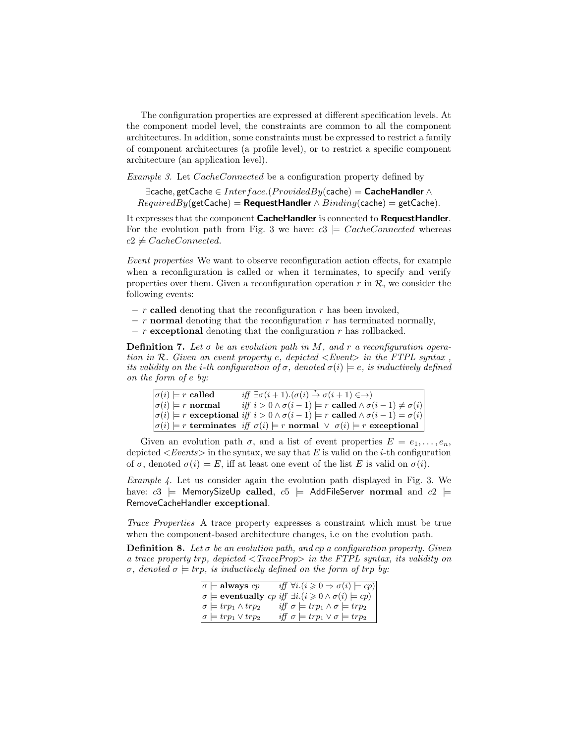The configuration properties are expressed at different specification levels. At the component model level, the constraints are common to all the component architectures. In addition, some constraints must be expressed to restrict a family of component architectures (a profile level), or to restrict a specific component architecture (an application level).

*Example 3.* Let $CacheConnected$ be a configuration property defined by

$$\exists \mathsf{cache}, \mathsf{getCache} \in Interface.(ProvidedBy(\mathsf{cache}) = \textbf{CacheHandler} \wedge RequiredBy(\mathsf{getCache}) = \textbf{RequestHandler} \wedge Binding(\mathsf{cache}) = \mathsf{getCache}).$$

It expresses that the component **CacheHandler** is connected to **RequestHandler**. For the evolution path from Fig. 3 we have: $c3 \models CacheConnected$ whereas $c2 \not\models CacheConnected$.

*Event properties* We want to observe reconfiguration action effects, for example when a reconfiguration is called or when it terminates, to specify and verify properties over them. Given a reconfiguration operation $r$ in $\mathcal{R}$, we consider the following events:

- $r$ **called** denoting that the reconfiguration $r$ has been invoked,
- $r$ **normal** denoting that the reconfiguration $r$ has terminated normally,
- $r$ **exceptional** denoting that the configuration $r$ has rollbacked.

**Definition 7.** *Let $\sigma$ be an evolution path in $M$, and $r$ a reconfiguration operation in $\mathcal{R}$. Given an event property $e$, depicted <Event> in the FTPL syntax , its validity on the $i$-th configuration of $\sigma$, denoted $\sigma(i) \models e$, is inductively defined on the form of $e$ by:*

| | |
|---|---|
| $\sigma(i) \models r$ **called** | *iff* $\exists \sigma(i+1).(\sigma(i) \xrightarrow{r} \sigma(i+1) \in \rightarrow)$ |
| $\sigma(i) \models r$ **normal** | *iff* $i > 0 \wedge \sigma(i-1) \models r$ **called** $\wedge\, \sigma(i-1) \neq \sigma(i)$ |
| $\sigma(i) \models r$ **exceptional** | *iff* $i > 0 \wedge \sigma(i-1) \models r$ **called** $\wedge\, \sigma(i-1) = \sigma(i)$ |
| $\sigma(i) \models r$ **terminates** | *iff* $\sigma(i) \models r$ **normal** $\vee\ \sigma(i) \models r$ **exceptional** |

Given an evolution path $\sigma$, and a list of event properties $E = e_1, \ldots, e_n$, depicted <*Events*> in the syntax, we say that $E$ is valid on the $i$-th configuration of $\sigma$, denoted $\sigma(i) \models E$, iff at least one event of the list $E$ is valid on $\sigma(i)$.

*Example 4.* Let us consider again the evolution path displayed in Fig. 3. We have: $c3 \models$ MemorySizeUp **called**, $c5 \models$ AddFileServer **normal** and $c2 \models$ RemoveCacheHandler **exceptional**.

*Trace Properties* A trace property expresses a constraint which must be true when the component-based architecture changes, i.e on the evolution path.

**Definition 8.** *Let $\sigma$ be an evolution path, and $cp$ a configuration property. Given a trace property $trp$, depicted <TraceProp> in the FTPL syntax, its validity on $\sigma$, denoted $\sigma \models trp$, is inductively defined on the form of $trp$ by:*

| | |
|---|---|
| $\sigma \models$ **always** $cp$ | *iff* $\forall i.(i \geqslant 0 \Rightarrow \sigma(i) \models cp)$ |
| $\sigma \models$ **eventually** $cp$ | *iff* $\exists i.(i \geqslant 0 \wedge \sigma(i) \models cp)$ |
| $\sigma \models trp_1 \wedge trp_2$ | *iff* $\sigma \models trp_1 \wedge \sigma \models trp_2$ |
| $\sigma \models trp_1 \vee trp_2$ | *iff* $\sigma \models trp_1 \vee \sigma \models trp_2$ |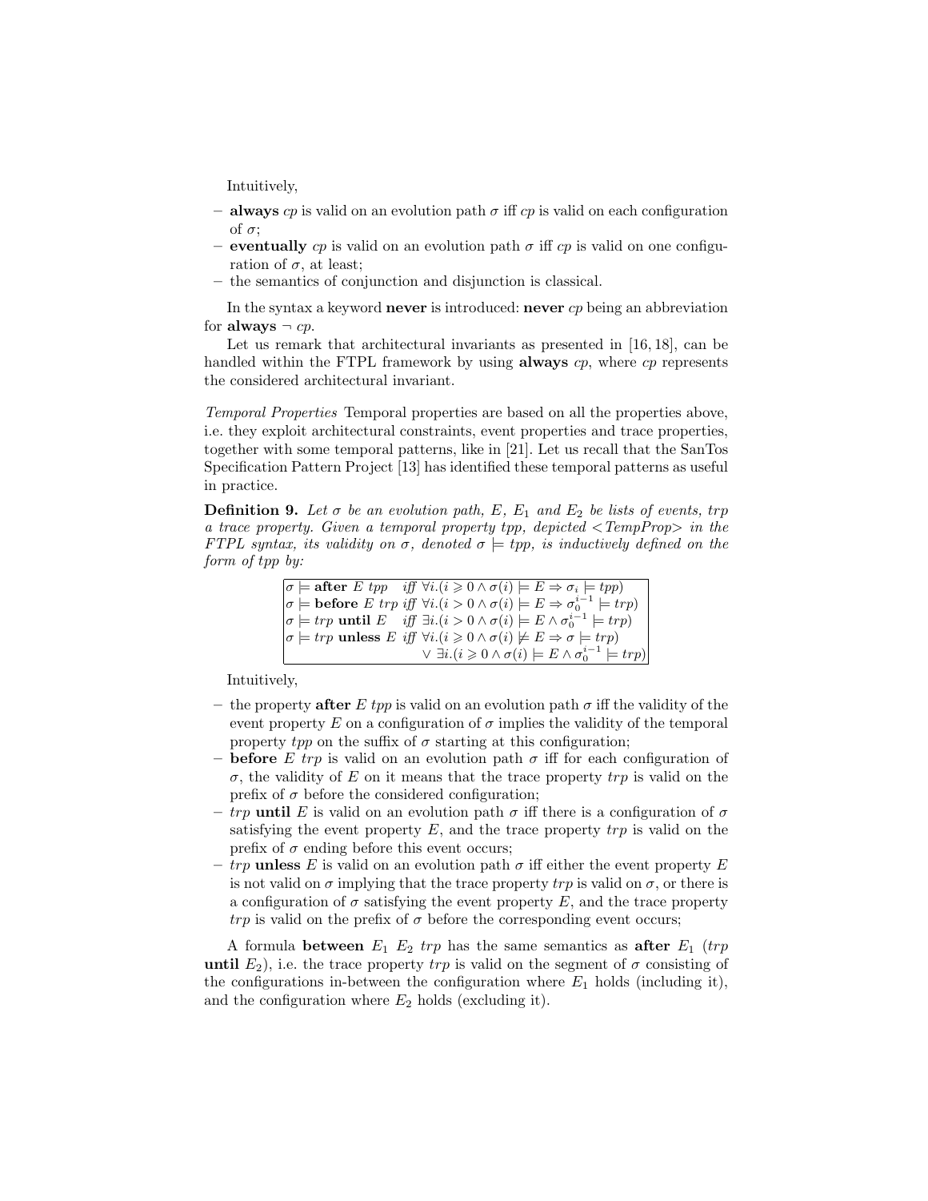Intuitively,

- **always** *cp* is valid on an evolution path $\sigma$ iff *cp* is valid on each configuration of $\sigma$;
- **eventually** *cp* is valid on an evolution path $\sigma$ iff *cp* is valid on one configuration of $\sigma$, at least;
- the semantics of conjunction and disjunction is classical.

In the syntax a keyword **never** is introduced: **never** *cp* being an abbreviation for **always** $\neg$ *cp*.

Let us remark that architectural invariants as presented in [16, 18], can be handled within the FTPL framework by using **always** *cp*, where *cp* represents the considered architectural invariant.

*Temporal Properties* Temporal properties are based on all the properties above, i.e. they exploit architectural constraints, event properties and trace properties, together with some temporal patterns, like in [21]. Let us recall that the SanTos Specification Pattern Project [13] has identified these temporal patterns as useful in practice.

**Definition 9.** *Let $\sigma$ be an evolution path, $E$, $E_1$ and $E_2$ be lists of events, trp a trace property. Given a temporal property tpp, depicted <TempProp> in the FTPL syntax, its validity on $\sigma$, denoted $\sigma \models tpp$, is inductively defined on the form of tpp by:*

$$
\begin{array}{ll}
\sigma \models \textbf{after } E \ tpp & \textit{iff } \forall i.(i \geqslant 0 \wedge \sigma(i) \models E \Rightarrow \sigma_i \models tpp) \\
\sigma \models \textbf{before } E \ trp & \textit{iff } \forall i.(i > 0 \wedge \sigma(i) \models E \Rightarrow \sigma_0^{i-1} \models trp) \\
\sigma \models trp \textbf{ until } E & \textit{iff } \exists i.(i > 0 \wedge \sigma(i) \models E \wedge \sigma_0^{i-1} \models trp) \\
\sigma \models trp \textbf{ unless } E & \textit{iff } \forall i.(i \geqslant 0 \wedge \sigma(i) \not\models E \Rightarrow \sigma \models trp) \\
 & \quad \vee \ \exists i.(i \geqslant 0 \wedge \sigma(i) \models E \wedge \sigma_0^{i-1} \models trp)
\end{array}
$$

Intuitively,

- the property **after** *E tpp* is valid on an evolution path $\sigma$ iff the validity of the event property $E$ on a configuration of $\sigma$ implies the validity of the temporal property *tpp* on the suffix of $\sigma$ starting at this configuration;
- **before** *E trp* is valid on an evolution path $\sigma$ iff for each configuration of $\sigma$, the validity of $E$ on it means that the trace property *trp* is valid on the prefix of $\sigma$ before the considered configuration;
- *trp* **until** $E$ is valid on an evolution path $\sigma$ iff there is a configuration of $\sigma$ satisfying the event property $E$, and the trace property *trp* is valid on the prefix of $\sigma$ ending before this event occurs;
- *trp* **unless** $E$ is valid on an evolution path $\sigma$ iff either the event property $E$ is not valid on $\sigma$ implying that the trace property *trp* is valid on $\sigma$, or there is a configuration of $\sigma$ satisfying the event property $E$, and the trace property *trp* is valid on the prefix of $\sigma$ before the corresponding event occurs;

A formula **between** $E_1$ $E_2$ *trp* has the same semantics as **after** $E_1$ (*trp* **until** $E_2$), i.e. the trace property *trp* is valid on the segment of $\sigma$ consisting of the configurations in-between the configuration where $E_1$ holds (including it), and the configuration where $E_2$ holds (excluding it).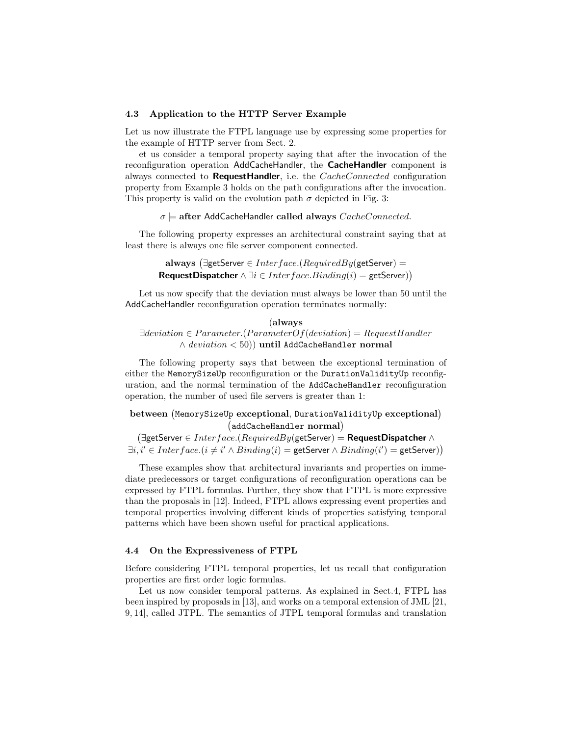### 4.3 Application to the HTTP Server Example

Let us now illustrate the FTPL language use by expressing some properties for the example of HTTP server from Sect. 2.

et us consider a temporal property saying that after the invocation of the reconfiguration operation AddCacheHandler, the **CacheHandler** component is always connected to **RequestHandler**, i.e. the *CacheConnected* configuration property from Example 3 holds on the path configurations after the invocation. This property is valid on the evolution path $\sigma$ depicted in Fig. 3:

$$\sigma \models \textbf{after } \mathsf{AddCacheHandler} \textbf{ called always } \mathit{CacheConnected}.$$

The following property expresses an architectural constraint saying that at least there is always one file server component connected.

$$\textbf{always } \big(\exists \mathsf{getServer} \in \mathit{Interface}.(\mathit{RequiredBy}(\mathsf{getServer}) = \textbf{RequestDispatcher} \wedge \exists i \in \mathit{Interface}.\mathit{Binding}(i) = \mathsf{getServer})\big)$$

Let us now specify that the deviation must always be lower than 50 until the AddCacheHandler reconfiguration operation terminates normally:

$$(\textbf{always } \exists \mathit{deviation} \in \mathit{Parameter}.(\mathit{ParameterOf}(\mathit{deviation}) = \mathit{RequestHandler} \wedge \mathit{deviation} < 50)) \textbf{ until } \mathtt{AddCacheHandler} \textbf{ normal}$$

The following property says that between the exceptional termination of either the `MemorySizeUp` reconfiguration or the `DurationValidityUp` reconfiguration, and the normal termination of the `AddCacheHandler` reconfiguration operation, the number of used file servers is greater than 1:

$$\textbf{between } \big(\mathtt{MemorySizeUp} \textbf{ exceptional}, \mathtt{DurationValidityUp} \textbf{ exceptional}\big) \big(\mathtt{addCacheHandler} \textbf{ normal}\big)$$
$$\big(\exists \mathsf{getServer} \in \mathit{Interface}.(\mathit{RequiredBy}(\mathsf{getServer}) = \textbf{RequestDispatcher} \wedge \exists i, i' \in \mathit{Interface}.(i \neq i' \wedge \mathit{Binding}(i) = \mathsf{getServer} \wedge \mathit{Binding}(i') = \mathsf{getServer})\big)$$

These examples show that architectural invariants and properties on immediate predecessors or target configurations of reconfiguration operations can be expressed by FTPL formulas. Further, they show that FTPL is more expressive than the proposals in [12]. Indeed, FTPL allows expressing event properties and temporal properties involving different kinds of properties satisfying temporal patterns which have been shown useful for practical applications.

### 4.4 On the Expressiveness of FTPL

Before considering FTPL temporal properties, let us recall that configuration properties are first order logic formulas.

Let us now consider temporal patterns. As explained in Sect.4, FTPL has been inspired by proposals in [13], and works on a temporal extension of JML [21, 9, 14], called JTPL. The semantics of JTPL temporal formulas and translation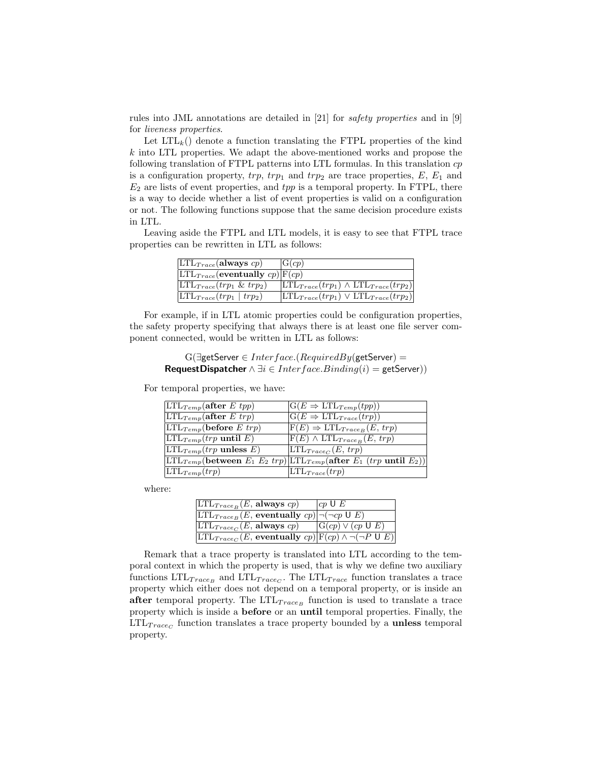rules into JML annotations are detailed in [21] for *safety properties* and in [9] for *liveness properties*.

Let $\text{LTL}_k()$ denote a function translating the FTPL properties of the kind $k$ into LTL properties. We adapt the above-mentioned works and propose the following translation of FTPL patterns into LTL formulas. In this translation $cp$ is a configuration property, $trp$, $trp_1$ and $trp_2$ are trace properties, $E$, $E_1$ and $E_2$ are lists of event properties, and $tpp$ is a temporal property. In FTPL, there is a way to decide whether a list of event properties is valid on a configuration or not. The following functions suppose that the same decision procedure exists in LTL.

Leaving aside the FTPL and LTL models, it is easy to see that FTPL trace properties can be rewritten in LTL as follows:

| | |
|---|---|
| $\text{LTL}_{Trace}(\textbf{always } cp)$ | $\text{G}(cp)$ |
| $\text{LTL}_{Trace}(\textbf{eventually } cp)$ | $\text{F}(cp)$ |
| $\text{LTL}_{Trace}(trp_1 \ \& \ trp_2)$ | $\text{LTL}_{Trace}(trp_1) \wedge \text{LTL}_{Trace}(trp_2)$ |
| $\text{LTL}_{Trace}(trp_1 \mid trp_2)$ | $\text{LTL}_{Trace}(trp_1) \vee \text{LTL}_{Trace}(trp_2)$ |

For example, if in LTL atomic properties could be configuration properties, the safety property specifying that always there is at least one file server component connected, would be written in LTL as follows:

$$\text{G}(\exists \mathsf{getServer} \in Interface.(RequiredBy(\mathsf{getServer}) = \\ \textsf{\textbf{RequestDispatcher}} \wedge \exists i \in Interface.Binding(i) = \mathsf{getServer}))$$

For temporal properties, we have:

| | |
|---|---|
| $\text{LTL}_{Temp}(\textbf{after } E \ tpp)$ | $\text{G}(E \Rightarrow \text{LTL}_{Temp}(tpp))$ |
| $\text{LTL}_{Temp}(\textbf{after } E \ trp)$ | $\text{G}(E \Rightarrow \text{LTL}_{Trace}(trp))$ |
| $\text{LTL}_{Temp}(\textbf{before } E \ trp)$ | $\text{F}(E) \Rightarrow \text{LTL}_{Trace_B}(E, \ trp)$ |
| $\text{LTL}_{Temp}(trp \ \textbf{until } E)$ | $\text{F}(E) \wedge \text{LTL}_{Trace_B}(E, \ trp)$ |
| $\text{LTL}_{Temp}(trp \ \textbf{unless } E)$ | $\text{LTL}_{Trace_C}(E, \ trp)$ |
| $\text{LTL}_{Temp}(\textbf{between } E_1 \ E_2 \ trp)$ | $\text{LTL}_{Temp}(\textbf{after } E_1 \ (trp \ \textbf{until } E_2))$ |
| $\text{LTL}_{Temp}(trp)$ | $\text{LTL}_{Trace}(trp)$ |

where:

| | |
|---|---|
| $\text{LTL}_{Trace_B}(E, \ \textbf{always } cp)$ | $cp \ \mathsf{U} \ E$ |
| $\text{LTL}_{Trace_B}(E, \ \textbf{eventually } cp)$ | $\neg(\neg cp \ \mathsf{U} \ E)$ |
| $\text{LTL}_{Trace_C}(E, \ \textbf{always } cp)$ | $\text{G}(cp) \vee (cp \ \mathsf{U} \ E)$ |
| $\text{LTL}_{Trace_C}(E, \ \textbf{eventually } cp)$ | $\text{F}(cp) \wedge \neg(\neg P \ \mathsf{U} \ E)$ |

Remark that a trace property is translated into LTL according to the temporal context in which the property is used, that is why we define two auxiliary functions $\text{LTL}_{Trace_B}$ and $\text{LTL}_{Trace_C}$. The $\text{LTL}_{Trace}$ function translates a trace property which either does not depend on a temporal property, or is inside an **after** temporal property. The $\text{LTL}_{Trace_B}$ function is used to translate a trace property which is inside a **before** or an **until** temporal properties. Finally, the $\text{LTL}_{Trace_C}$ function translates a trace property bounded by a **unless** temporal property.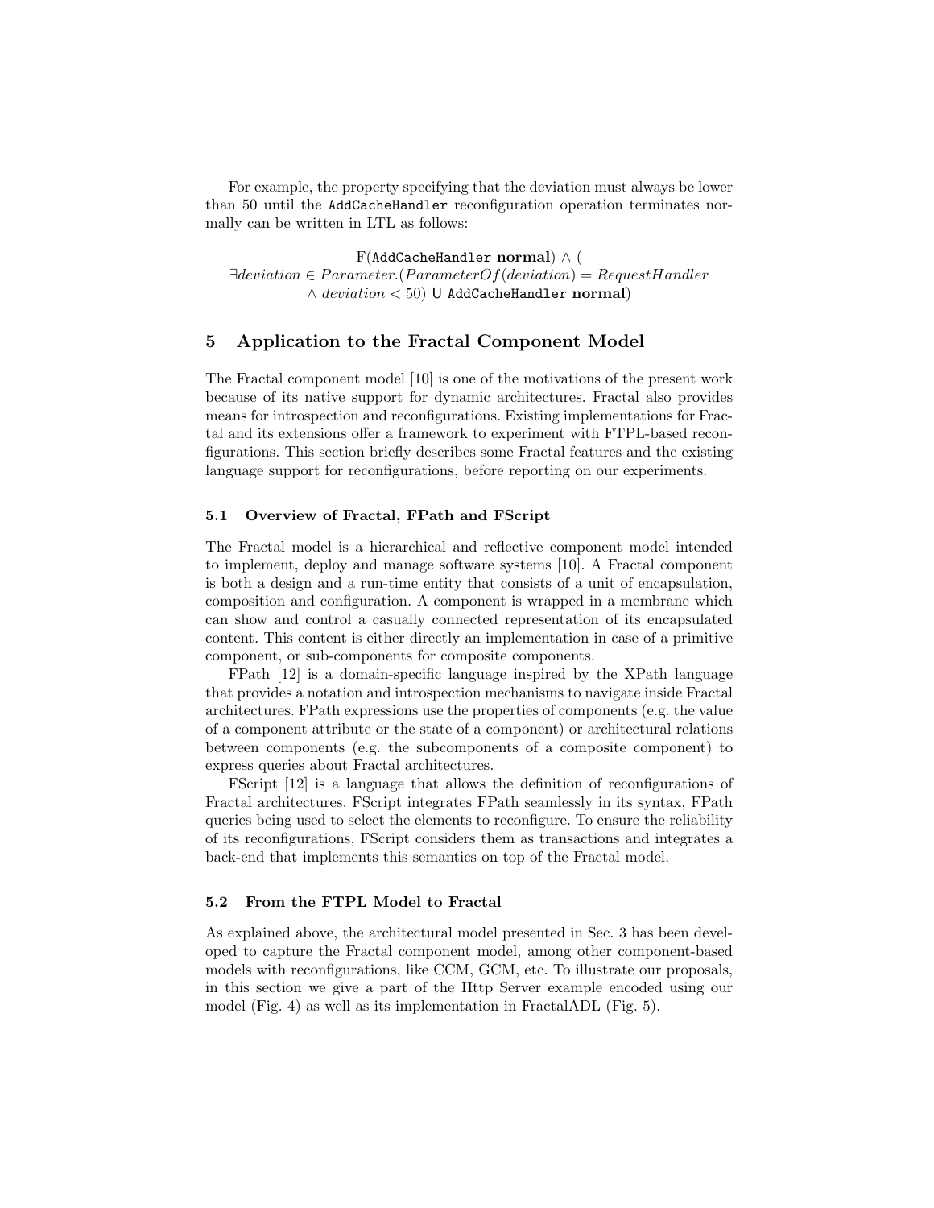For example, the property specifying that the deviation must always be lower than 50 until the `AddCacheHandler` reconfiguration operation terminates normally can be written in LTL as follows:

$$\mathrm{F}(\texttt{AddCacheHandler}\ \mathbf{normal}) \wedge ($$
$$\exists deviation \in Parameter.(ParameterOf(deviation) = RequestHandler$$
$$\wedge\ deviation < 50)\ \mathsf{U}\ \texttt{AddCacheHandler}\ \mathbf{normal})$$

## 5 Application to the Fractal Component Model

The Fractal component model [10] is one of the motivations of the present work because of its native support for dynamic architectures. Fractal also provides means for introspection and reconfigurations. Existing implementations for Fractal and its extensions offer a framework to experiment with FTPL-based reconfigurations. This section briefly describes some Fractal features and the existing language support for reconfigurations, before reporting on our experiments.

### 5.1 Overview of Fractal, FPath and FScript

The Fractal model is a hierarchical and reflective component model intended to implement, deploy and manage software systems [10]. A Fractal component is both a design and a run-time entity that consists of a unit of encapsulation, composition and configuration. A component is wrapped in a membrane which can show and control a casually connected representation of its encapsulated content. This content is either directly an implementation in case of a primitive component, or sub-components for composite components.

FPath [12] is a domain-specific language inspired by the XPath language that provides a notation and introspection mechanisms to navigate inside Fractal architectures. FPath expressions use the properties of components (e.g. the value of a component attribute or the state of a component) or architectural relations between components (e.g. the subcomponents of a composite component) to express queries about Fractal architectures.

FScript [12] is a language that allows the definition of reconfigurations of Fractal architectures. FScript integrates FPath seamlessly in its syntax, FPath queries being used to select the elements to reconfigure. To ensure the reliability of its reconfigurations, FScript considers them as transactions and integrates a back-end that implements this semantics on top of the Fractal model.

### 5.2 From the FTPL Model to Fractal

As explained above, the architectural model presented in Sec. 3 has been developed to capture the Fractal component model, among other component-based models with reconfigurations, like CCM, GCM, etc. To illustrate our proposals, in this section we give a part of the Http Server example encoded using our model (Fig. 4) as well as its implementation in FractalADL (Fig. 5).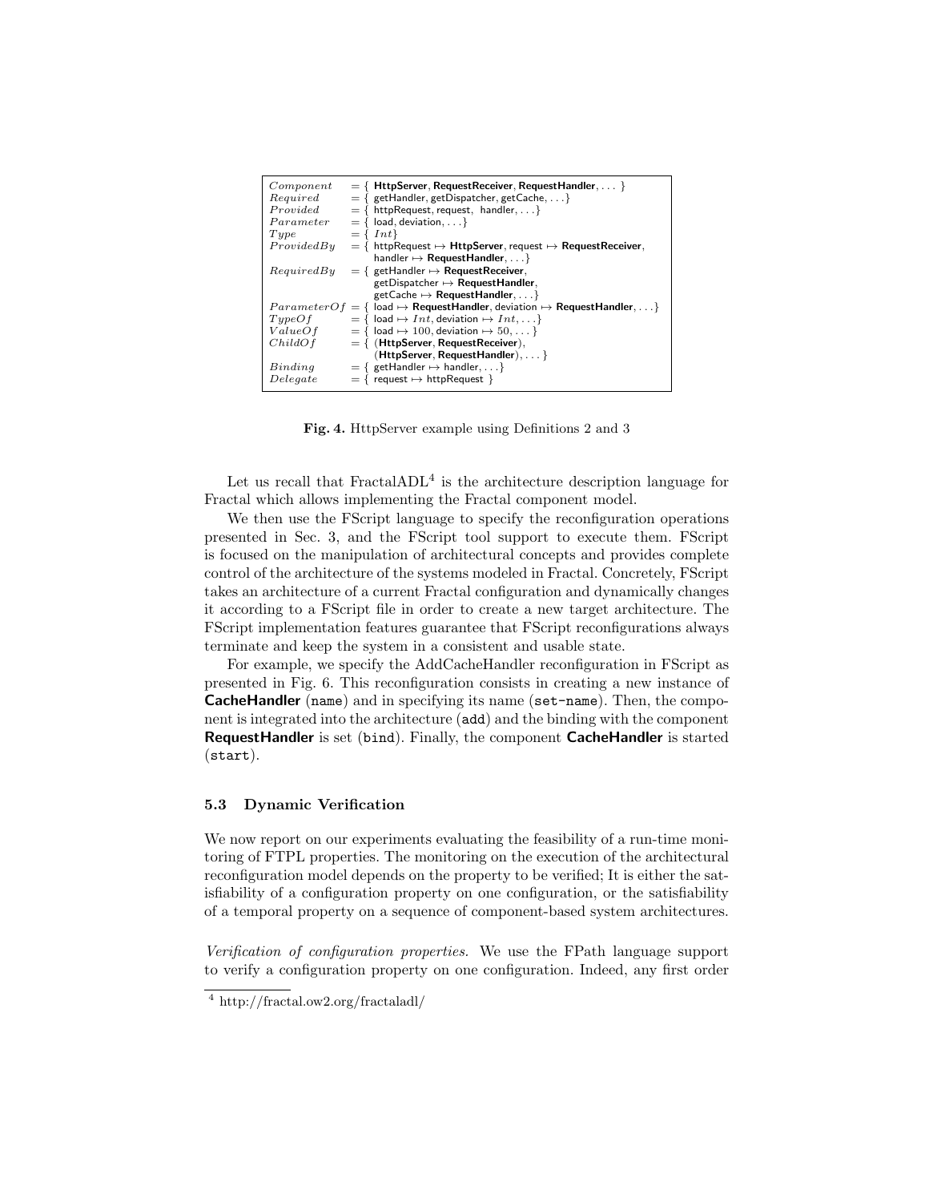| | |
|---|---|
| $Component$ | $=$ { **HttpServer**, **RequestReceiver**, **RequestHandler**, ... } |
| $Required$ | $=$ { getHandler, getDispatcher, getCache, ...} |
| $Provided$ | $=$ { httpRequest, request, handler, ...} |
| $Parameter$ | $=$ { load, deviation, ...} |
| $Type$ | $=$ { $Int$ } |
| $ProvidedBy$ | $=$ { httpRequest $\mapsto$ **HttpServer**, request $\mapsto$ **RequestReceiver**, handler $\mapsto$ **RequestHandler**, ...} |
| $RequiredBy$ | $=$ { getHandler $\mapsto$ **RequestReceiver**, getDispatcher $\mapsto$ **RequestHandler**, getCache $\mapsto$ **RequestHandler**, ...} |
| $ParameterOf$ | $=$ { load $\mapsto$ **RequestHandler**, deviation $\mapsto$ **RequestHandler**, ...} |
| $TypeOf$ | $=$ { load $\mapsto$ $Int$, deviation $\mapsto$ $Int$, ...} |
| $ValueOf$ | $=$ { load $\mapsto$ 100, deviation $\mapsto$ 50, ...} |
| $ChildOf$ | $=$ { (**HttpServer**, **RequestReceiver**), (**HttpServer**, **RequestHandler**), ...} |
| $Binding$ | $=$ { getHandler $\mapsto$ handler, ...} |
| $Delegate$ | $=$ { request $\mapsto$ httpRequest } |

**Fig. 4.** HttpServer example using Definitions 2 and 3

Let us recall that FractalADL[4] is the architecture description language for Fractal which allows implementing the Fractal component model.

We then use the FScript language to specify the reconfiguration operations presented in Sec. 3, and the FScript tool support to execute them. FScript is focused on the manipulation of architectural concepts and provides complete control of the architecture of the systems modeled in Fractal. Concretely, FScript takes an architecture of a current Fractal configuration and dynamically changes it according to a FScript file in order to create a new target architecture. The FScript implementation features guarantee that FScript reconfigurations always terminate and keep the system in a consistent and usable state.

For example, we specify the AddCacheHandler reconfiguration in FScript as presented in Fig. 6. This reconfiguration consists in creating a new instance of **CacheHandler** (`name`) and in specifying its name (`set-name`). Then, the component is integrated into the architecture (`add`) and the binding with the component **RequestHandler** is set (`bind`). Finally, the component **CacheHandler** is started (`start`).

### 5.3 Dynamic Verification

We now report on our experiments evaluating the feasibility of a run-time monitoring of FTPL properties. The monitoring on the execution of the architectural reconfiguration model depends on the property to be verified; It is either the satisfiability of a configuration property on one configuration, or the satisfiability of a temporal property on a sequence of component-based system architectures.

*Verification of configuration properties.* We use the FPath language support to verify a configuration property on one configuration. Indeed, any first order

[4] http://fractal.ow2.org/fractaladl/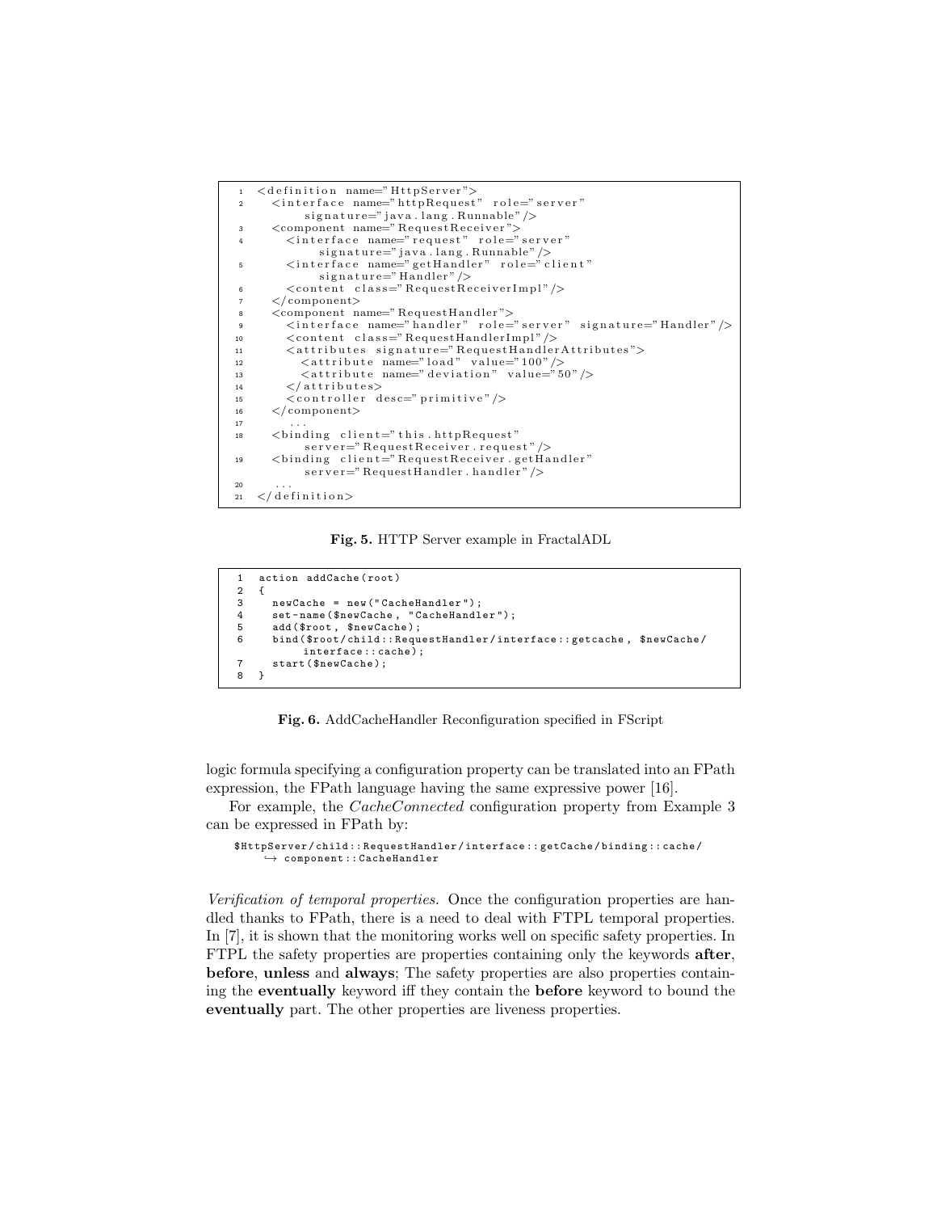```
1  <definition name="HttpServer">
2    <interface name="httpRequest" role="server"
         signature="java.lang.Runnable"/>
3    <component name="RequestReceiver">
4      <interface name="request" role="server"
           signature="java.lang.Runnable"/>
5      <interface name="getHandler" role="client"
           signature="Handler"/>
6      <content class="RequestReceiverImpl"/>
7    </component>
8    <component name="RequestHandler">
9      <interface name="handler" role="server" signature="Handler"/>
10     <content class="RequestHandlerImpl"/>
11     <attributes signature="RequestHandlerAttributes">
12       <attribute name="load" value="100"/>
13       <attribute name="deviation" value="50"/>
14     </attributes>
15     <controller desc="primitive"/>
16   </component>
17     ...
18   <binding client="this.httpRequest"
         server="RequestReceiver.request"/>
19   <binding client="RequestReceiver.getHandler"
         server="RequestHandler.handler"/>
20   ...
21 </definition>
```

**Fig. 5.** HTTP Server example in FractalADL

```
1  action addCache(root)
2  {
3    newCache = new("CacheHandler");
4    set-name($newCache, "CacheHandler");
5    add($root, $newCache);
6    bind($root/child::RequestHandler/interface::getcache, $newCache/
         interface::cache);
7    start($newCache);
8  }
```

**Fig. 6.** AddCacheHandler Reconfiguration specified in FScript

logic formula specifying a configuration property can be translated into an FPath expression, the FPath language having the same expressive power [16].

For example, the *CacheConnected* configuration property from Example 3 can be expressed in FPath by:

```
$HttpServer/child::RequestHandler/interface::getCache/binding::cache/
    ↪ component::CacheHandler
```

*Verification of temporal properties.* Once the configuration properties are handled thanks to FPath, there is a need to deal with FTPL temporal properties. In [7], it is shown that the monitoring works well on specific safety properties. In FTPL the safety properties are properties containing only the keywords **after**, **before**, **unless** and **always**; The safety properties are also properties containing the **eventually** keyword iff they contain the **before** keyword to bound the **eventually** part. The other properties are liveness properties.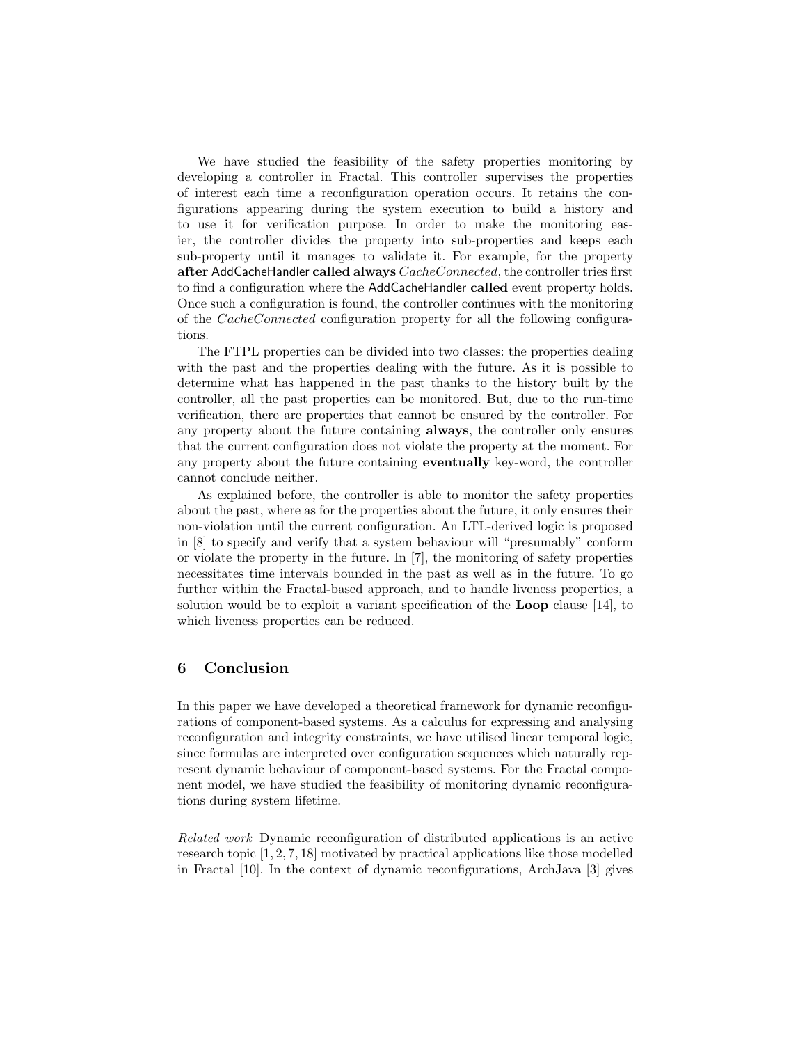We have studied the feasibility of the safety properties monitoring by developing a controller in Fractal. This controller supervises the properties of interest each time a reconfiguration operation occurs. It retains the configurations appearing during the system execution to build a history and to use it for verification purpose. In order to make the monitoring easier, the controller divides the property into sub-properties and keeps each sub-property until it manages to validate it. For example, for the property **after** AddCacheHandler **called always** *CacheConnected*, the controller tries first to find a configuration where the AddCacheHandler **called** event property holds. Once such a configuration is found, the controller continues with the monitoring of the *CacheConnected* configuration property for all the following configurations.

The FTPL properties can be divided into two classes: the properties dealing with the past and the properties dealing with the future. As it is possible to determine what has happened in the past thanks to the history built by the controller, all the past properties can be monitored. But, due to the run-time verification, there are properties that cannot be ensured by the controller. For any property about the future containing **always**, the controller only ensures that the current configuration does not violate the property at the moment. For any property about the future containing **eventually** key-word, the controller cannot conclude neither.

As explained before, the controller is able to monitor the safety properties about the past, where as for the properties about the future, it only ensures their non-violation until the current configuration. An LTL-derived logic is proposed in [8] to specify and verify that a system behaviour will "presumably" conform or violate the property in the future. In [7], the monitoring of safety properties necessitates time intervals bounded in the past as well as in the future. To go further within the Fractal-based approach, and to handle liveness properties, a solution would be to exploit a variant specification of the **Loop** clause [14], to which liveness properties can be reduced.

## 6 Conclusion

In this paper we have developed a theoretical framework for dynamic reconfigurations of component-based systems. As a calculus for expressing and analysing reconfiguration and integrity constraints, we have utilised linear temporal logic, since formulas are interpreted over configuration sequences which naturally represent dynamic behaviour of component-based systems. For the Fractal component model, we have studied the feasibility of monitoring dynamic reconfigurations during system lifetime.

*Related work* Dynamic reconfiguration of distributed applications is an active research topic [1, 2, 7, 18] motivated by practical applications like those modelled in Fractal [10]. In the context of dynamic reconfigurations, ArchJava [3] gives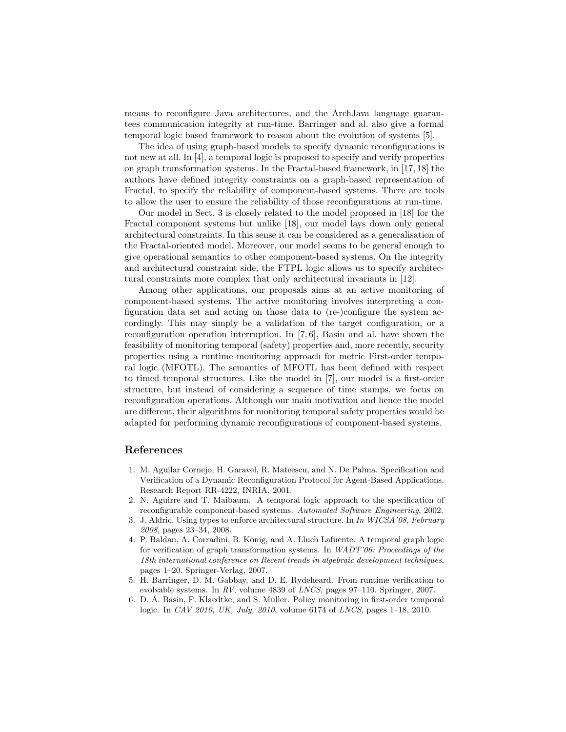means to reconfigure Java architectures, and the ArchJava language guarantees communication integrity at run-time. Barringer and al. also give a formal temporal logic based framework to reason about the evolution of systems [5].

The idea of using graph-based models to specify dynamic reconfigurations is not new at all. In [4], a temporal logic is proposed to specify and verify properties on graph transformation systems. In the Fractal-based framework, in [17, 18] the authors have defined integrity constraints on a graph-based representation of Fractal, to specify the reliability of component-based systems. There are tools to allow the user to ensure the reliability of those reconfigurations at run-time.

Our model in Sect. 3 is closely related to the model proposed in [18] for the Fractal component systems but unlike [18], our model lays down only general architectural constraints. In this sense it can be considered as a generalisation of the Fractal-oriented model. Moreover, our model seems to be general enough to give operational semantics to other component-based systems. On the integrity and architectural constraint side, the FTPL logic allows us to specify architectural constraints more complex that only architectural invariants in [12].

Among other applications, our proposals aims at an active monitoring of component-based systems. The active monitoring involves interpreting a configuration data set and acting on those data to (re-)configure the system accordingly. This may simply be a validation of the target configuration, or a reconfiguration operation interruption. In [7, 6], Basin and al. have shown the feasibility of monitoring temporal (safety) properties and, more recently, security properties using a runtime monitoring approach for metric First-order temporal logic (MFOTL). The semantics of MFOTL has been defined with respect to timed temporal structures. Like the model in [7], our model is a first-order structure, but instead of considering a sequence of time stamps, we focus on reconfiguration operations. Although our main motivation and hence the model are different, their algorithms for monitoring temporal safety properties would be adapted for performing dynamic reconfigurations of component-based systems.

## References

1. M. Aguilar Cornejo, H. Garavel, R. Mateescu, and N. De Palma. Specification and Verification of a Dynamic Reconfiguration Protocol for Agent-Based Applications. Research Report RR-4222, INRIA, 2001.
2. N. Aguirre and T. Maibaum. A temporal logic approach to the specification of reconfigurable component-based systems. *Automated Software Engineering*, 2002.
3. J. Aldric. Using types to enforce architectural structure. In *In WICSA'08, February 2008*, pages 23–34, 2008.
4. P. Baldan, A. Corradini, B. König, and A. Lluch Lafuente. A temporal graph logic for verification of graph transformation systems. In *WADT'06: Proceedings of the 18th international conference on Recent trends in algebraic development techniques*, pages 1–20. Springer-Verlag, 2007.
5. H. Barringer, D. M. Gabbay, and D. E. Rydeheard. From runtime verification to evolvable systems. In *RV*, volume 4839 of *LNCS*, pages 97–110. Springer, 2007.
6. D. A. Basin, F. Klaedtke, and S. Müller. Policy monitoring in first-order temporal logic. In *CAV 2010, UK, July, 2010*, volume 6174 of *LNCS*, pages 1–18, 2010.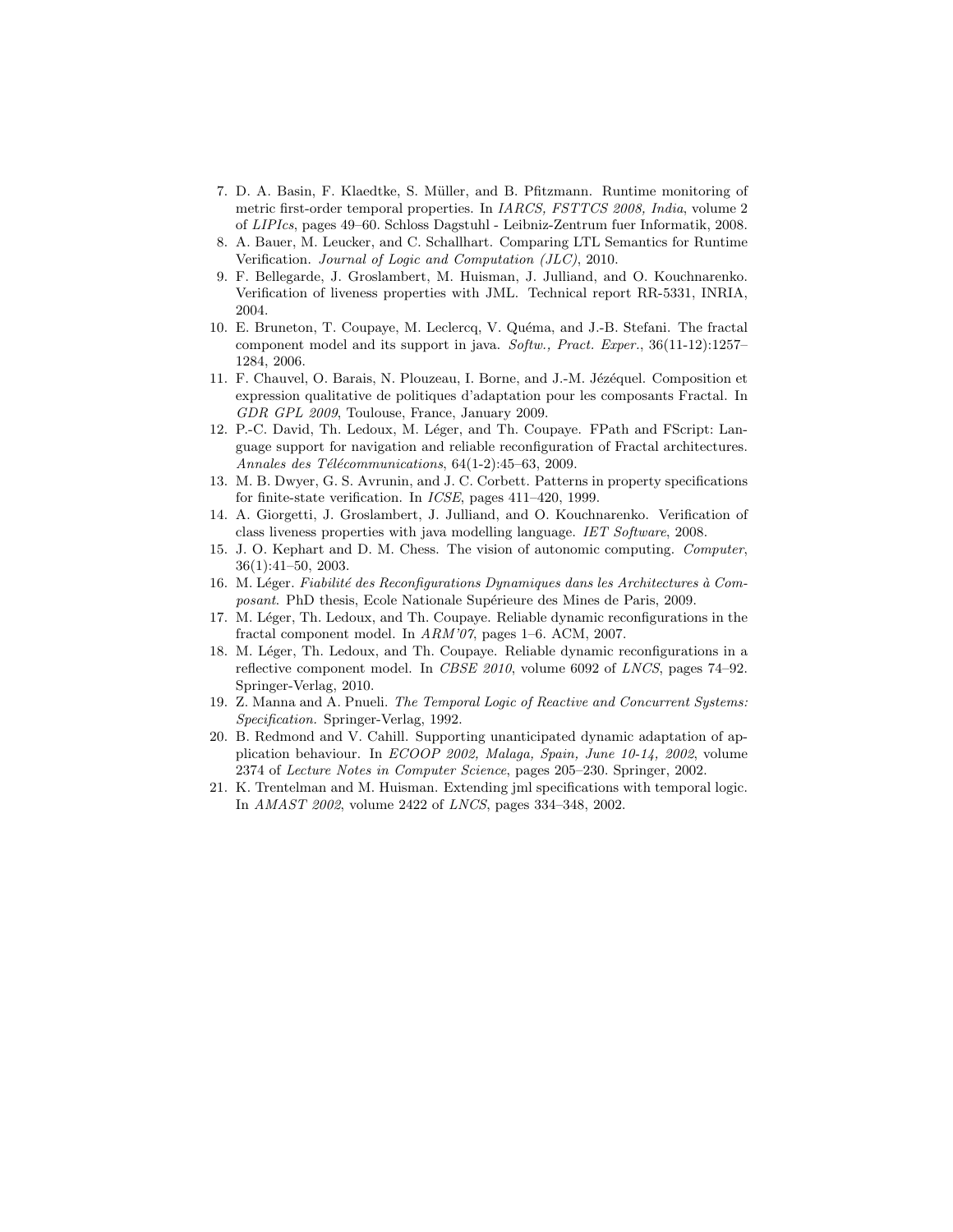7. D. A. Basin, F. Klaedtke, S. Müller, and B. Pfitzmann. Runtime monitoring of metric first-order temporal properties. In *IARCS, FSTTCS 2008, India*, volume 2 of *LIPIcs*, pages 49–60. Schloss Dagstuhl - Leibniz-Zentrum fuer Informatik, 2008.
8. A. Bauer, M. Leucker, and C. Schallhart. Comparing LTL Semantics for Runtime Verification. *Journal of Logic and Computation (JLC)*, 2010.
9. F. Bellegarde, J. Groslambert, M. Huisman, J. Julliand, and O. Kouchnarenko. Verification of liveness properties with JML. Technical report RR-5331, INRIA, 2004.
10. E. Bruneton, T. Coupaye, M. Leclercq, V. Quéma, and J.-B. Stefani. The fractal component model and its support in java. *Softw., Pract. Exper.*, 36(11-12):1257–1284, 2006.
11. F. Chauvel, O. Barais, N. Plouzeau, I. Borne, and J.-M. Jézéquel. Composition et expression qualitative de politiques d'adaptation pour les composants Fractal. In *GDR GPL 2009*, Toulouse, France, January 2009.
12. P.-C. David, Th. Ledoux, M. Léger, and Th. Coupaye. FPath and FScript: Language support for navigation and reliable reconfiguration of Fractal architectures. *Annales des Télécommunications*, 64(1-2):45–63, 2009.
13. M. B. Dwyer, G. S. Avrunin, and J. C. Corbett. Patterns in property specifications for finite-state verification. In *ICSE*, pages 411–420, 1999.
14. A. Giorgetti, J. Groslambert, J. Julliand, and O. Kouchnarenko. Verification of class liveness properties with java modelling language. *IET Software*, 2008.
15. J. O. Kephart and D. M. Chess. The vision of autonomic computing. *Computer*, 36(1):41–50, 2003.
16. M. Léger. *Fiabilité des Reconfigurations Dynamiques dans les Architectures à Composant*. PhD thesis, Ecole Nationale Supérieure des Mines de Paris, 2009.
17. M. Léger, Th. Ledoux, and Th. Coupaye. Reliable dynamic reconfigurations in the fractal component model. In *ARM'07*, pages 1–6. ACM, 2007.
18. M. Léger, Th. Ledoux, and Th. Coupaye. Reliable dynamic reconfigurations in a reflective component model. In *CBSE 2010*, volume 6092 of *LNCS*, pages 74–92. Springer-Verlag, 2010.
19. Z. Manna and A. Pnueli. *The Temporal Logic of Reactive and Concurrent Systems: Specification.* Springer-Verlag, 1992.
20. B. Redmond and V. Cahill. Supporting unanticipated dynamic adaptation of application behaviour. In *ECOOP 2002, Malaga, Spain, June 10-14, 2002*, volume 2374 of *Lecture Notes in Computer Science*, pages 205–230. Springer, 2002.
21. K. Trentelman and M. Huisman. Extending jml specifications with temporal logic. In *AMAST 2002*, volume 2422 of *LNCS*, pages 334–348, 2002.